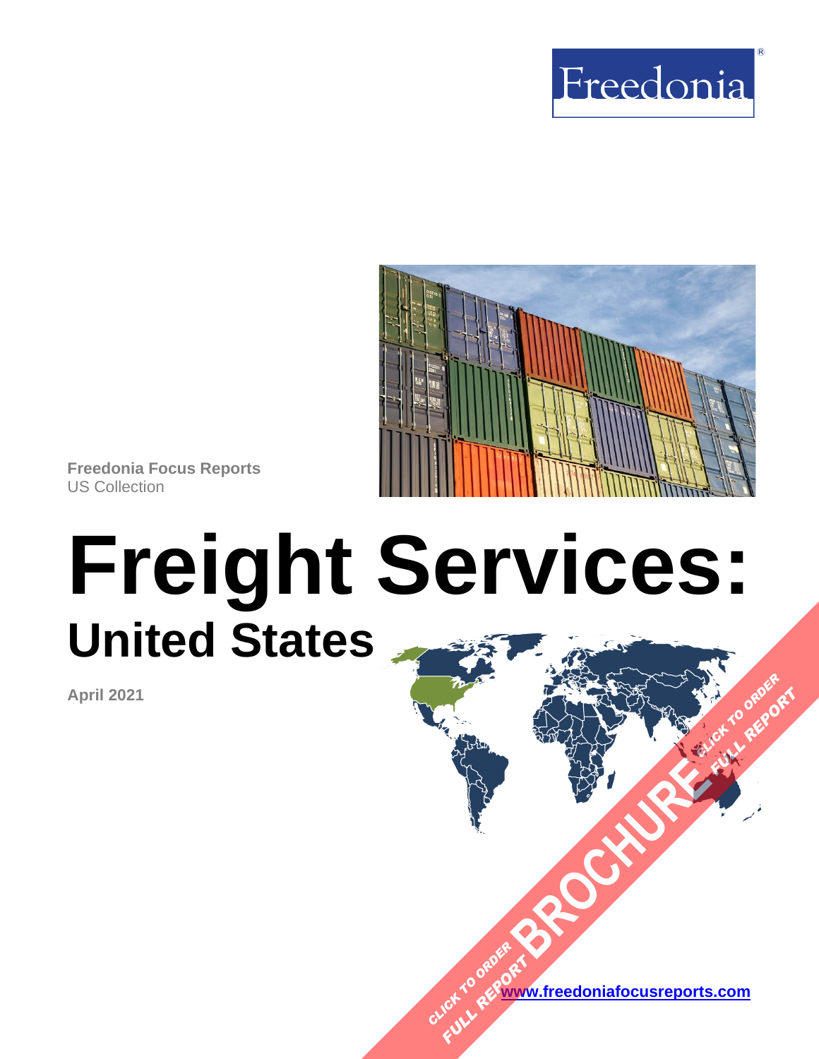Freedonia

**Freedonia Focus Reports**
US Collection

# Freight Services:
## United States

**April 2021**

CLICK TO ORDER FULL REPORT BROCHURE CLICK TO ORDER FULL REPORT

**www.freedoniafocusreports.com**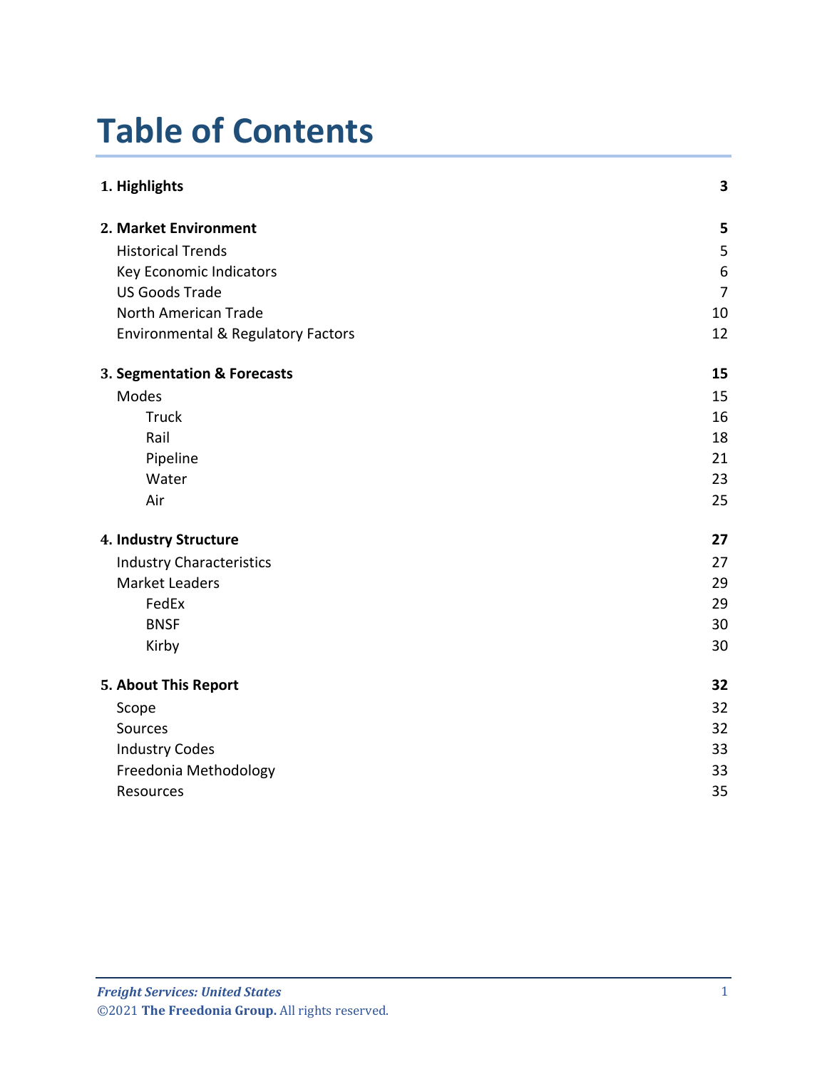# Table of Contents

| | |
|---|---|
| **1. Highlights** | **3** |
| **2. Market Environment** | **5** |
| Historical Trends | 5 |
| Key Economic Indicators | 6 |
| US Goods Trade | 7 |
| North American Trade | 10 |
| Environmental & Regulatory Factors | 12 |
| **3. Segmentation & Forecasts** | **15** |
| Modes | 15 |
| Truck | 16 |
| Rail | 18 |
| Pipeline | 21 |
| Water | 23 |
| Air | 25 |
| **4. Industry Structure** | **27** |
| Industry Characteristics | 27 |
| Market Leaders | 29 |
| FedEx | 29 |
| BNSF | 30 |
| Kirby | 30 |
| **5. About This Report** | **32** |
| Scope | 32 |
| Sources | 32 |
| Industry Codes | 33 |
| Freedonia Methodology | 33 |
| Resources | 35 |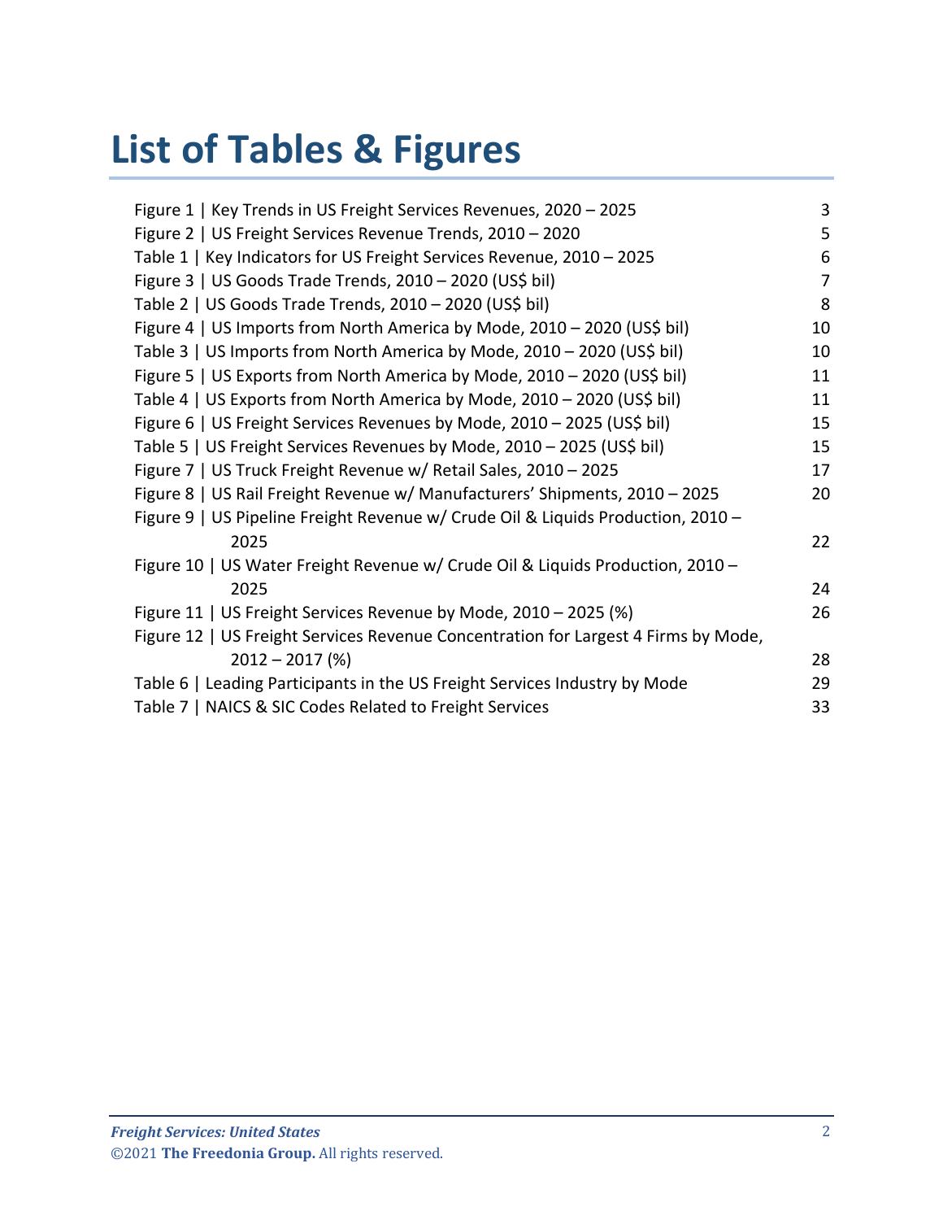# List of Tables & Figures

| | |
|---|---|
| Figure 1 \| Key Trends in US Freight Services Revenues, 2020 – 2025 | 3 |
| Figure 2 \| US Freight Services Revenue Trends, 2010 – 2020 | 5 |
| Table 1 \| Key Indicators for US Freight Services Revenue, 2010 – 2025 | 6 |
| Figure 3 \| US Goods Trade Trends, 2010 – 2020 (US$ bil) | 7 |
| Table 2 \| US Goods Trade Trends, 2010 – 2020 (US$ bil) | 8 |
| Figure 4 \| US Imports from North America by Mode, 2010 – 2020 (US$ bil) | 10 |
| Table 3 \| US Imports from North America by Mode, 2010 – 2020 (US$ bil) | 10 |
| Figure 5 \| US Exports from North America by Mode, 2010 – 2020 (US$ bil) | 11 |
| Table 4 \| US Exports from North America by Mode, 2010 – 2020 (US$ bil) | 11 |
| Figure 6 \| US Freight Services Revenues by Mode, 2010 – 2025 (US$ bil) | 15 |
| Table 5 \| US Freight Services Revenues by Mode, 2010 – 2025 (US$ bil) | 15 |
| Figure 7 \| US Truck Freight Revenue w/ Retail Sales, 2010 – 2025 | 17 |
| Figure 8 \| US Rail Freight Revenue w/ Manufacturers' Shipments, 2010 – 2025 | 20 |
| Figure 9 \| US Pipeline Freight Revenue w/ Crude Oil & Liquids Production, 2010 – 2025 | 22 |
| Figure 10 \| US Water Freight Revenue w/ Crude Oil & Liquids Production, 2010 – 2025 | 24 |
| Figure 11 \| US Freight Services Revenue by Mode, 2010 – 2025 (%) | 26 |
| Figure 12 \| US Freight Services Revenue Concentration for Largest 4 Firms by Mode, 2012 – 2017 (%) | 28 |
| Table 6 \| Leading Participants in the US Freight Services Industry by Mode | 29 |
| Table 7 \| NAICS & SIC Codes Related to Freight Services | 33 |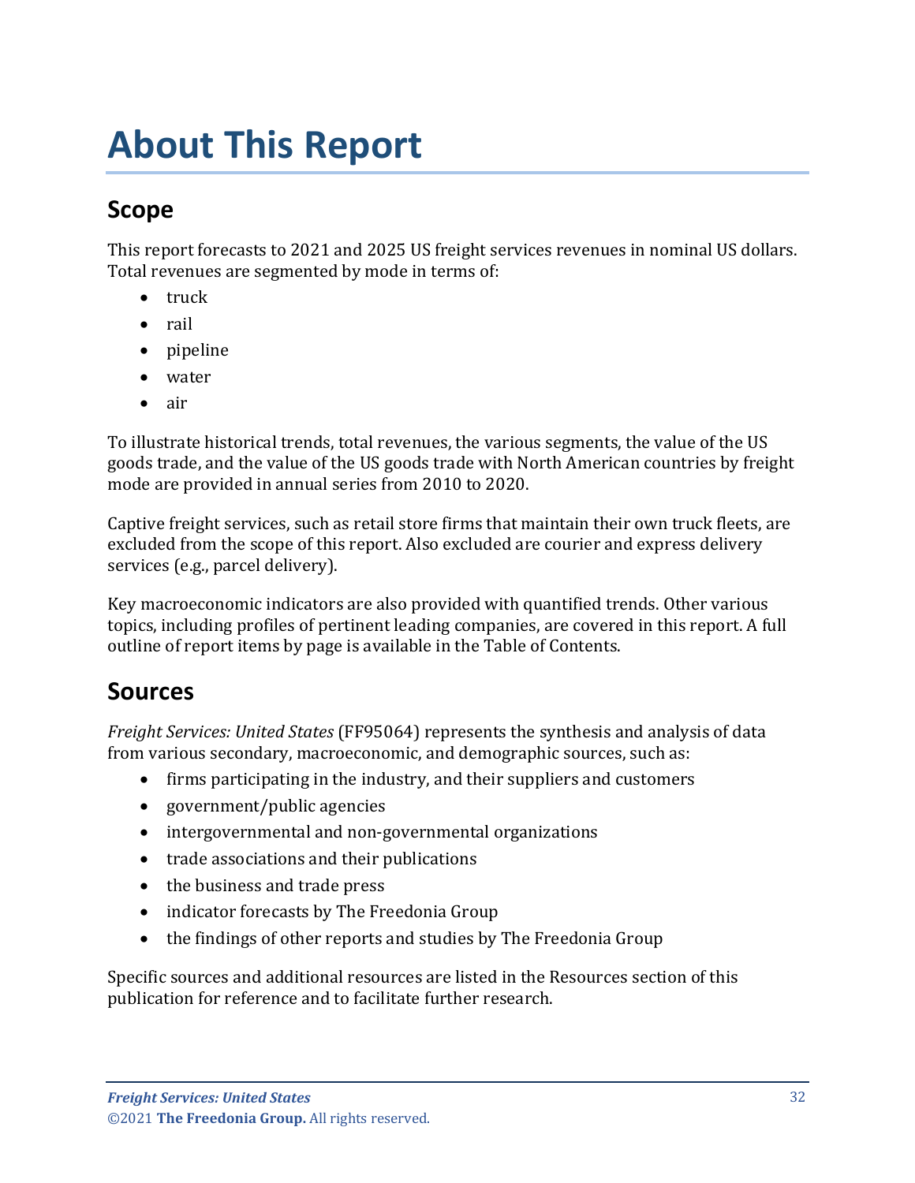# About This Report

## Scope

This report forecasts to 2021 and 2025 US freight services revenues in nominal US dollars. Total revenues are segmented by mode in terms of:

- truck
- rail
- pipeline
- water
- air

To illustrate historical trends, total revenues, the various segments, the value of the US goods trade, and the value of the US goods trade with North American countries by freight mode are provided in annual series from 2010 to 2020.

Captive freight services, such as retail store firms that maintain their own truck fleets, are excluded from the scope of this report. Also excluded are courier and express delivery services (e.g., parcel delivery).

Key macroeconomic indicators are also provided with quantified trends. Other various topics, including profiles of pertinent leading companies, are covered in this report. A full outline of report items by page is available in the Table of Contents.

## Sources

*Freight Services: United States* (FF95064) represents the synthesis and analysis of data from various secondary, macroeconomic, and demographic sources, such as:

- firms participating in the industry, and their suppliers and customers
- government/public agencies
- intergovernmental and non-governmental organizations
- trade associations and their publications
- the business and trade press
- indicator forecasts by The Freedonia Group
- the findings of other reports and studies by The Freedonia Group

Specific sources and additional resources are listed in the Resources section of this publication for reference and to facilitate further research.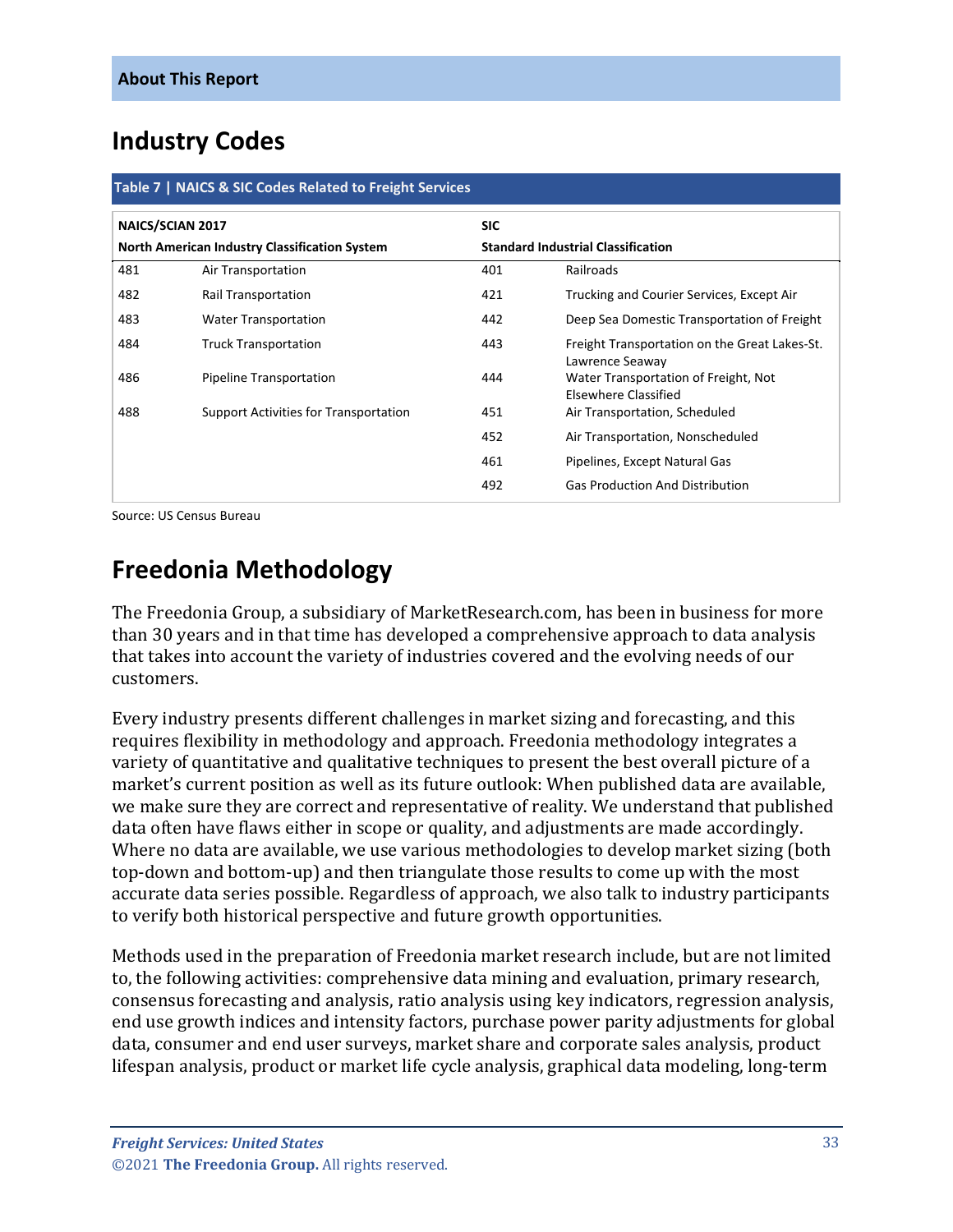About This Report

## Industry Codes

**Table 7 | NAICS & SIC Codes Related to Freight Services**

| NAICS/SCIAN 2017 North American Industry Classification System | | SIC Standard Industrial Classification | |
|---|---|---|---|
| 481 | Air Transportation | 401 | Railroads |
| 482 | Rail Transportation | 421 | Trucking and Courier Services, Except Air |
| 483 | Water Transportation | 442 | Deep Sea Domestic Transportation of Freight |
| 484 | Truck Transportation | 443 | Freight Transportation on the Great Lakes-St. Lawrence Seaway |
| 486 | Pipeline Transportation | 444 | Water Transportation of Freight, Not Elsewhere Classified |
| 488 | Support Activities for Transportation | 451 | Air Transportation, Scheduled |
| | | 452 | Air Transportation, Nonscheduled |
| | | 461 | Pipelines, Except Natural Gas |
| | | 492 | Gas Production And Distribution |

Source: US Census Bureau

## Freedonia Methodology

The Freedonia Group, a subsidiary of MarketResearch.com, has been in business for more than 30 years and in that time has developed a comprehensive approach to data analysis that takes into account the variety of industries covered and the evolving needs of our customers.

Every industry presents different challenges in market sizing and forecasting, and this requires flexibility in methodology and approach. Freedonia methodology integrates a variety of quantitative and qualitative techniques to present the best overall picture of a market's current position as well as its future outlook: When published data are available, we make sure they are correct and representative of reality. We understand that published data often have flaws either in scope or quality, and adjustments are made accordingly. Where no data are available, we use various methodologies to develop market sizing (both top-down and bottom-up) and then triangulate those results to come up with the most accurate data series possible. Regardless of approach, we also talk to industry participants to verify both historical perspective and future growth opportunities.

Methods used in the preparation of Freedonia market research include, but are not limited to, the following activities: comprehensive data mining and evaluation, primary research, consensus forecasting and analysis, ratio analysis using key indicators, regression analysis, end use growth indices and intensity factors, purchase power parity adjustments for global data, consumer and end user surveys, market share and corporate sales analysis, product lifespan analysis, product or market life cycle analysis, graphical data modeling, long-term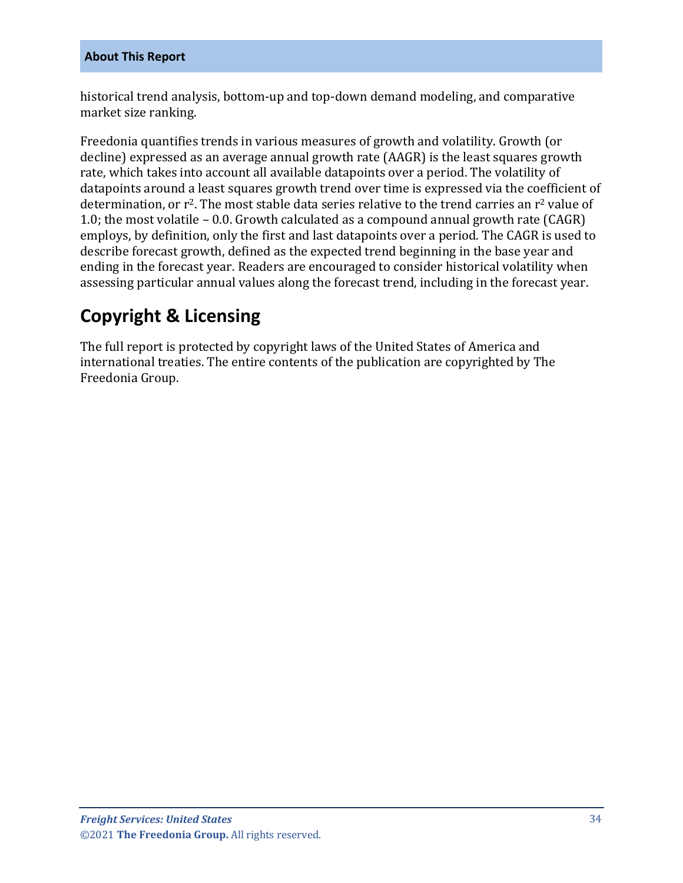historical trend analysis, bottom-up and top-down demand modeling, and comparative market size ranking.

Freedonia quantifies trends in various measures of growth and volatility. Growth (or decline) expressed as an average annual growth rate (AAGR) is the least squares growth rate, which takes into account all available datapoints over a period. The volatility of datapoints around a least squares growth trend over time is expressed via the coefficient of determination, or $r^2$. The most stable data series relative to the trend carries an $r^2$ value of 1.0; the most volatile – 0.0. Growth calculated as a compound annual growth rate (CAGR) employs, by definition, only the first and last datapoints over a period. The CAGR is used to describe forecast growth, defined as the expected trend beginning in the base year and ending in the forecast year. Readers are encouraged to consider historical volatility when assessing particular annual values along the forecast trend, including in the forecast year.

## Copyright & Licensing

The full report is protected by copyright laws of the United States of America and international treaties. The entire contents of the publication are copyrighted by The Freedonia Group.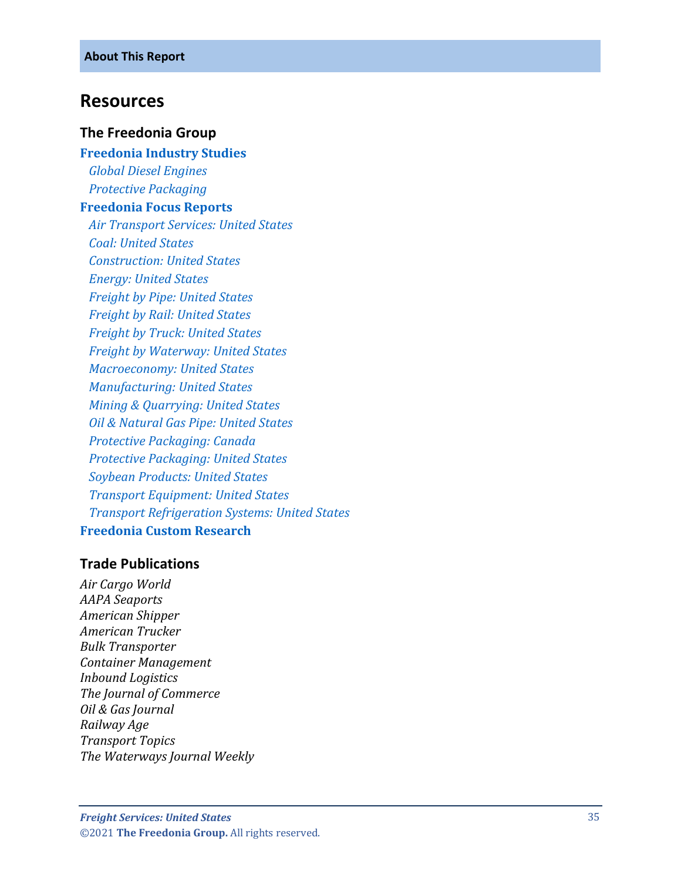**About This Report**

# Resources

## The Freedonia Group

**Freedonia Industry Studies**

*Global Diesel Engines*
*Protective Packaging*

**Freedonia Focus Reports**

*Air Transport Services: United States*
*Coal: United States*
*Construction: United States*
*Energy: United States*
*Freight by Pipe: United States*
*Freight by Rail: United States*
*Freight by Truck: United States*
*Freight by Waterway: United States*
*Macroeconomy: United States*
*Manufacturing: United States*
*Mining & Quarrying: United States*
*Oil & Natural Gas Pipe: United States*
*Protective Packaging: Canada*
*Protective Packaging: United States*
*Soybean Products: United States*
*Transport Equipment: United States*
*Transport Refrigeration Systems: United States*

**Freedonia Custom Research**

## Trade Publications

*Air Cargo World*
*AAPA Seaports*
*American Shipper*
*American Trucker*
*Bulk Transporter*
*Container Management*
*Inbound Logistics*
*The Journal of Commerce*
*Oil & Gas Journal*
*Railway Age*
*Transport Topics*
*The Waterways Journal Weekly*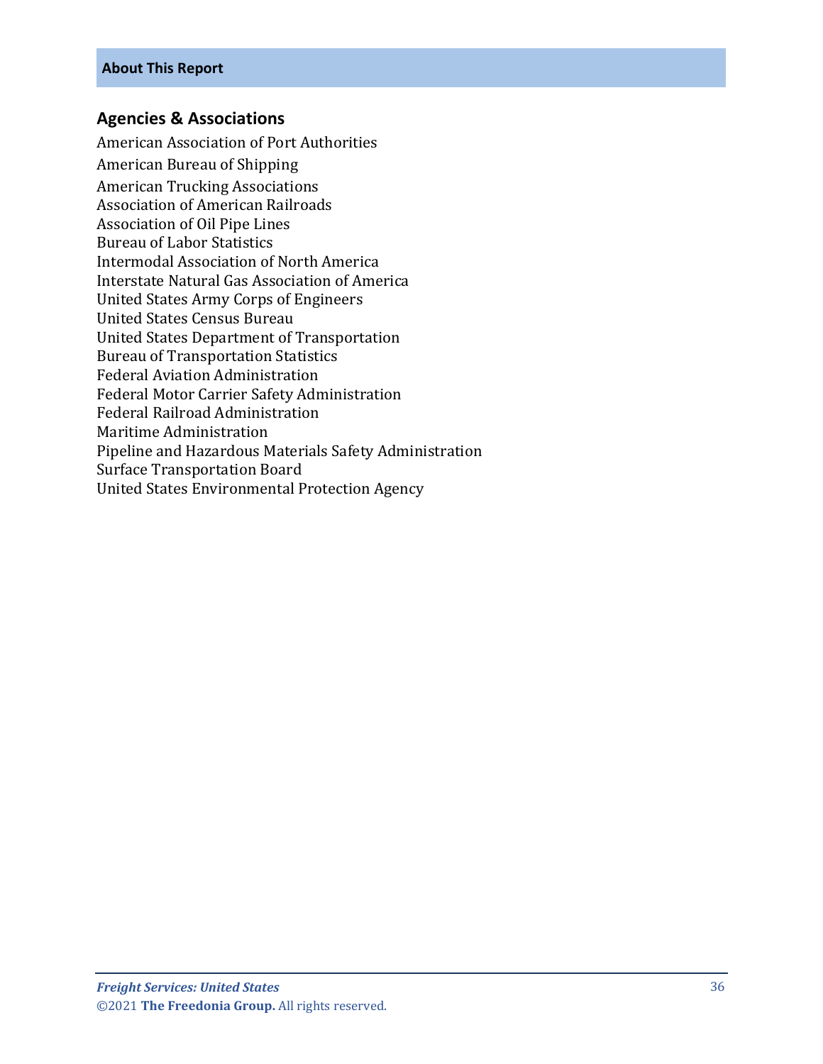## Agencies & Associations

American Association of Port Authorities
American Bureau of Shipping
American Trucking Associations
Association of American Railroads
Association of Oil Pipe Lines
Bureau of Labor Statistics
Intermodal Association of North America
Interstate Natural Gas Association of America
United States Army Corps of Engineers
United States Census Bureau
United States Department of Transportation
Bureau of Transportation Statistics
Federal Aviation Administration
Federal Motor Carrier Safety Administration
Federal Railroad Administration
Maritime Administration
Pipeline and Hazardous Materials Safety Administration
Surface Transportation Board
United States Environmental Protection Agency